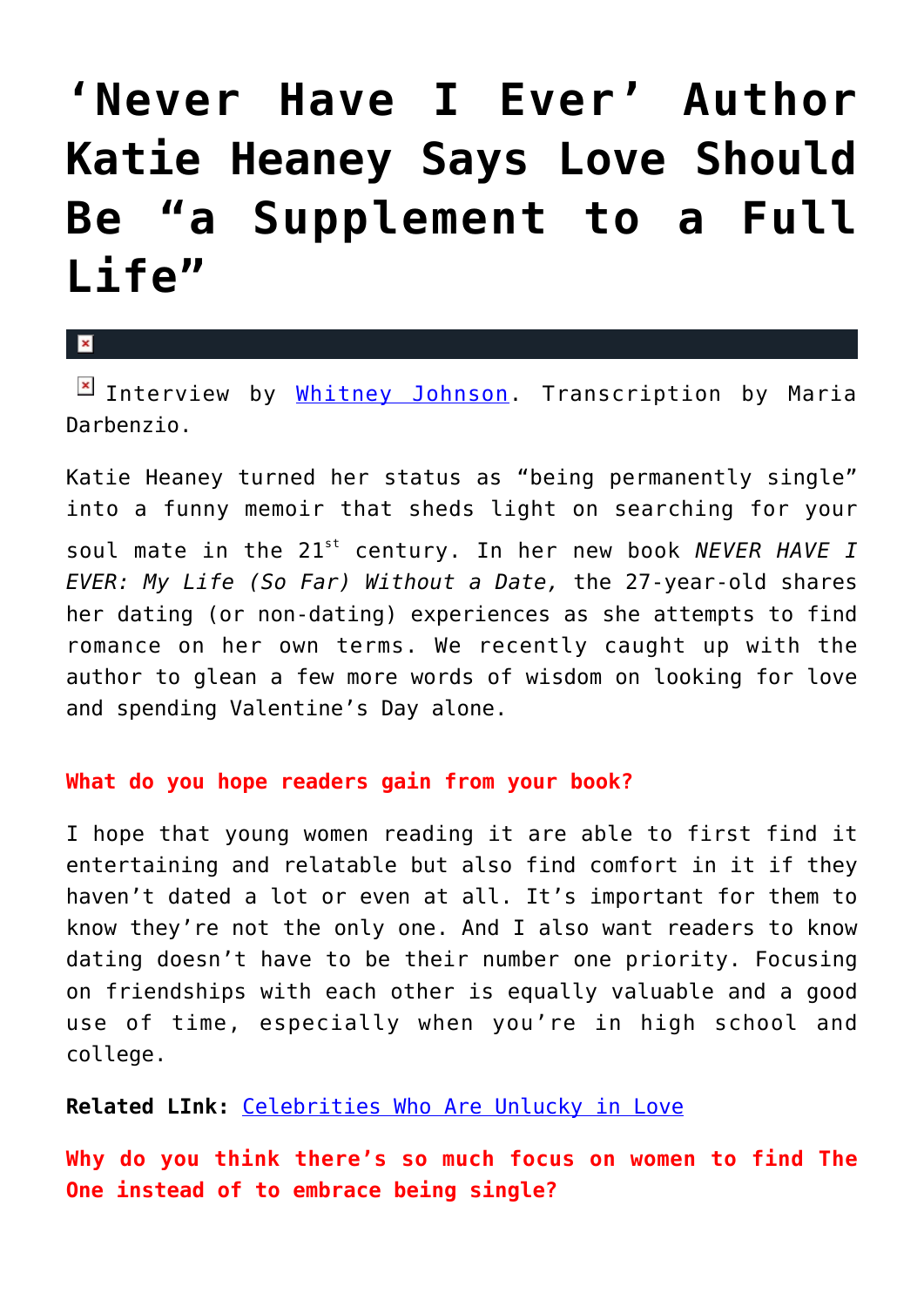# ‘Never Have I Ever’ Author Katie Heaney Says Love Should Be “a Supplement to a Full Life”

Interview by [Whitney Johnson](). Transcription by Maria Darbenzio.

Katie Heaney turned her status as “being permanently single” into a funny memoir that sheds light on searching for your soul mate in the 21st century. In her new book *NEVER HAVE I EVER: My Life (So Far) Without a Date,* the 27-year-old shares her dating (or non-dating) experiences as she attempts to find romance on her own terms. We recently caught up with the author to glean a few more words of wisdom on looking for love and spending Valentine’s Day alone.

**What do you hope readers gain from your book?**

I hope that young women reading it are able to first find it entertaining and relatable but also find comfort in it if they haven’t dated a lot or even at all. It’s important for them to know they’re not the only one. And I also want readers to know dating doesn’t have to be their number one priority. Focusing on friendships with each other is equally valuable and a good use of time, especially when you’re in high school and college.

**Related LInk:** [Celebrities Who Are Unlucky in Love]()

**Why do you think there’s so much focus on women to find The One instead of to embrace being single?**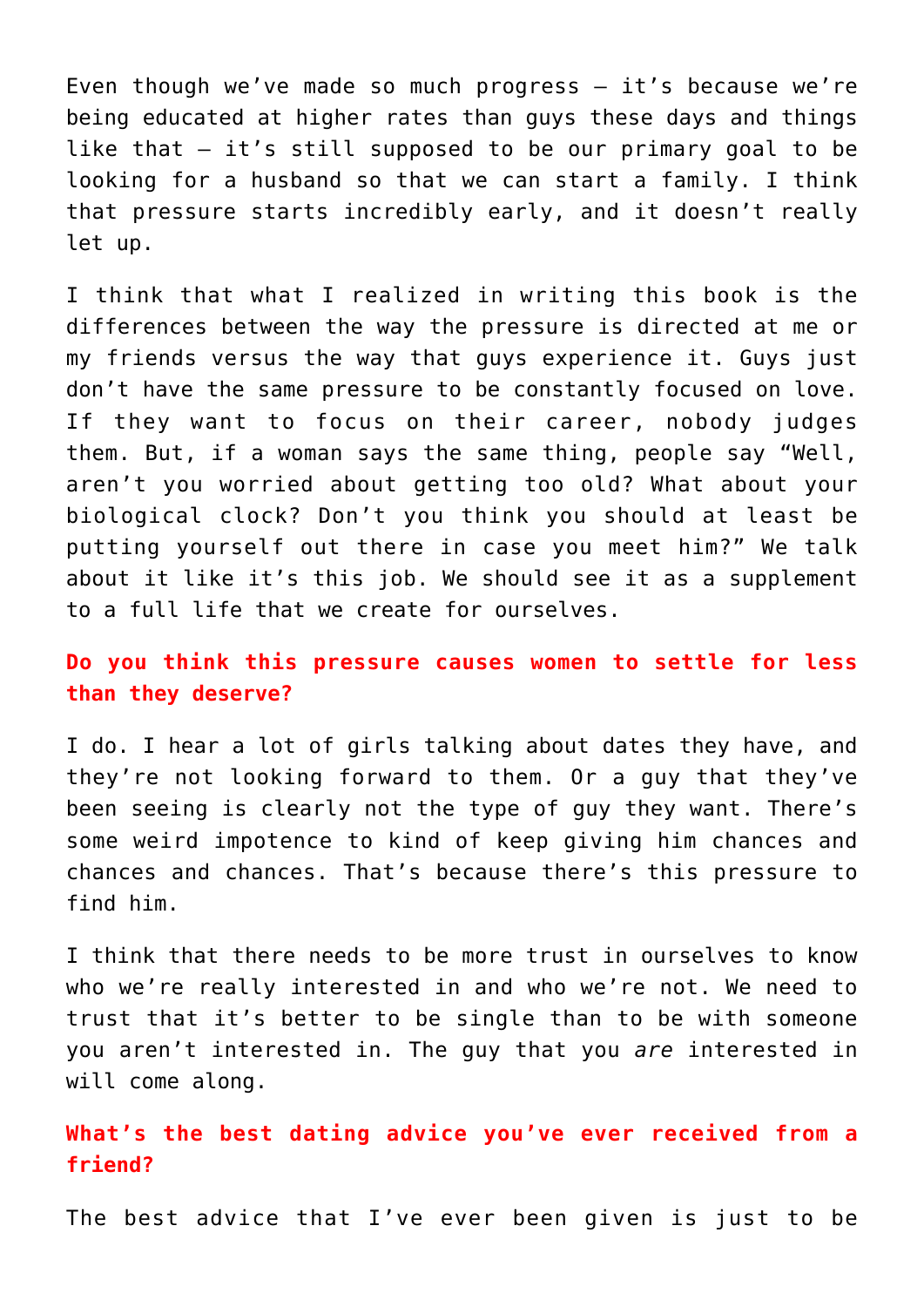Even though we've made so much progress – it's because we're being educated at higher rates than guys these days and things like that – it's still supposed to be our primary goal to be looking for a husband so that we can start a family. I think that pressure starts incredibly early, and it doesn't really let up.

I think that what I realized in writing this book is the differences between the way the pressure is directed at me or my friends versus the way that guys experience it. Guys just don't have the same pressure to be constantly focused on love. If they want to focus on their career, nobody judges them. But, if a woman says the same thing, people say "Well, aren't you worried about getting too old? What about your biological clock? Don't you think you should at least be putting yourself out there in case you meet him?" We talk about it like it's this job. We should see it as a supplement to a full life that we create for ourselves.

**Do you think this pressure causes women to settle for less than they deserve?**

I do. I hear a lot of girls talking about dates they have, and they're not looking forward to them. Or a guy that they've been seeing is clearly not the type of guy they want. There's some weird impotence to kind of keep giving him chances and chances and chances. That's because there's this pressure to find him.

I think that there needs to be more trust in ourselves to know who we're really interested in and who we're not. We need to trust that it's better to be single than to be with someone you aren't interested in. The guy that you *are* interested in will come along.

**What's the best dating advice you've ever received from a friend?**

The best advice that I've ever been given is just to be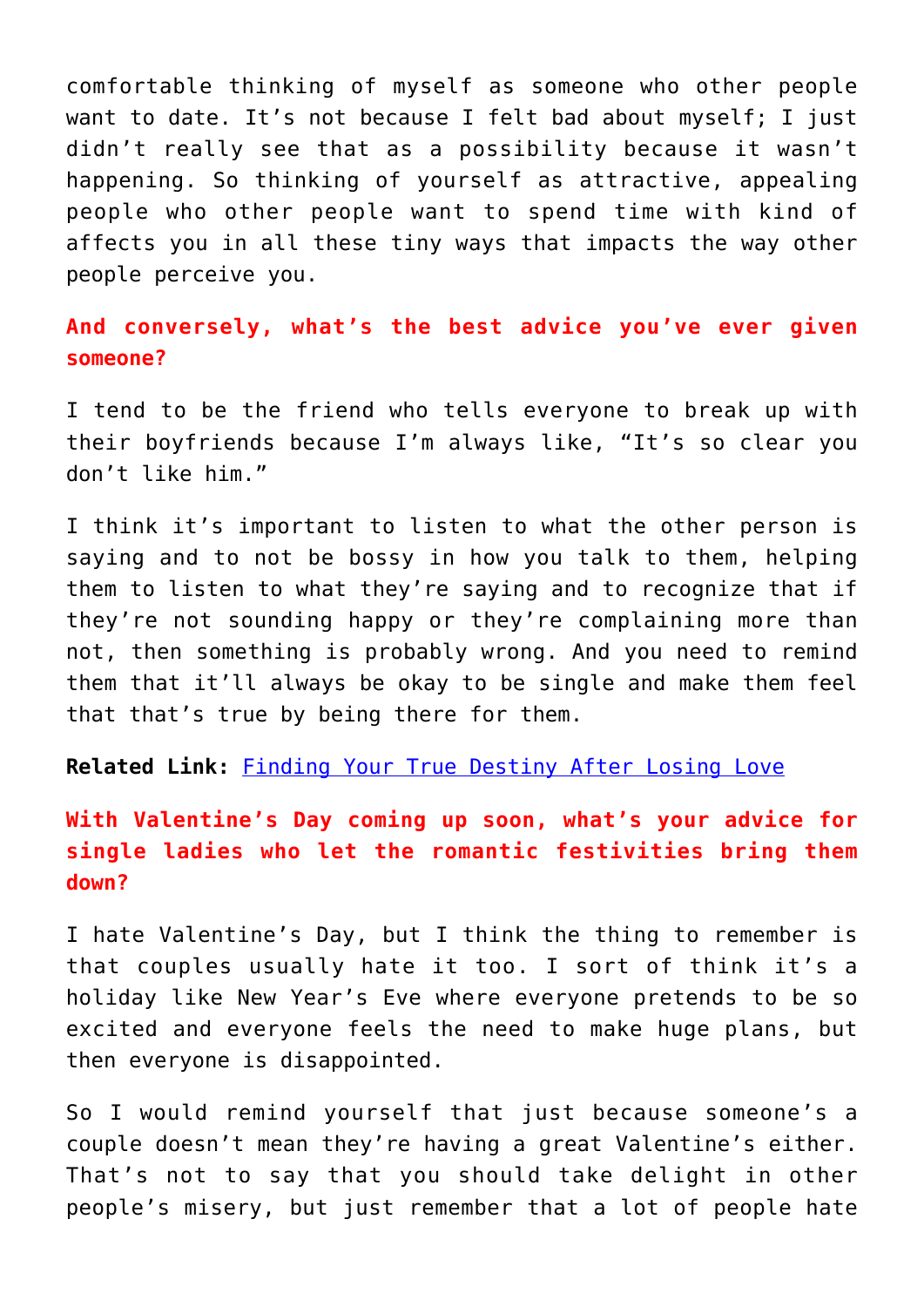comfortable thinking of myself as someone who other people want to date. It's not because I felt bad about myself; I just didn't really see that as a possibility because it wasn't happening. So thinking of yourself as attractive, appealing people who other people want to spend time with kind of affects you in all these tiny ways that impacts the way other people perceive you.

**And conversely, what's the best advice you've ever given someone?**

I tend to be the friend who tells everyone to break up with their boyfriends because I'm always like, "It's so clear you don't like him."

I think it's important to listen to what the other person is saying and to not be bossy in how you talk to them, helping them to listen to what they're saying and to recognize that if they're not sounding happy or they're complaining more than not, then something is probably wrong. And you need to remind them that it'll always be okay to be single and make them feel that that's true by being there for them.

**Related Link:** Finding Your True Destiny After Losing Love

**With Valentine's Day coming up soon, what's your advice for single ladies who let the romantic festivities bring them down?**

I hate Valentine's Day, but I think the thing to remember is that couples usually hate it too. I sort of think it's a holiday like New Year's Eve where everyone pretends to be so excited and everyone feels the need to make huge plans, but then everyone is disappointed.

So I would remind yourself that just because someone's a couple doesn't mean they're having a great Valentine's either. That's not to say that you should take delight in other people's misery, but just remember that a lot of people hate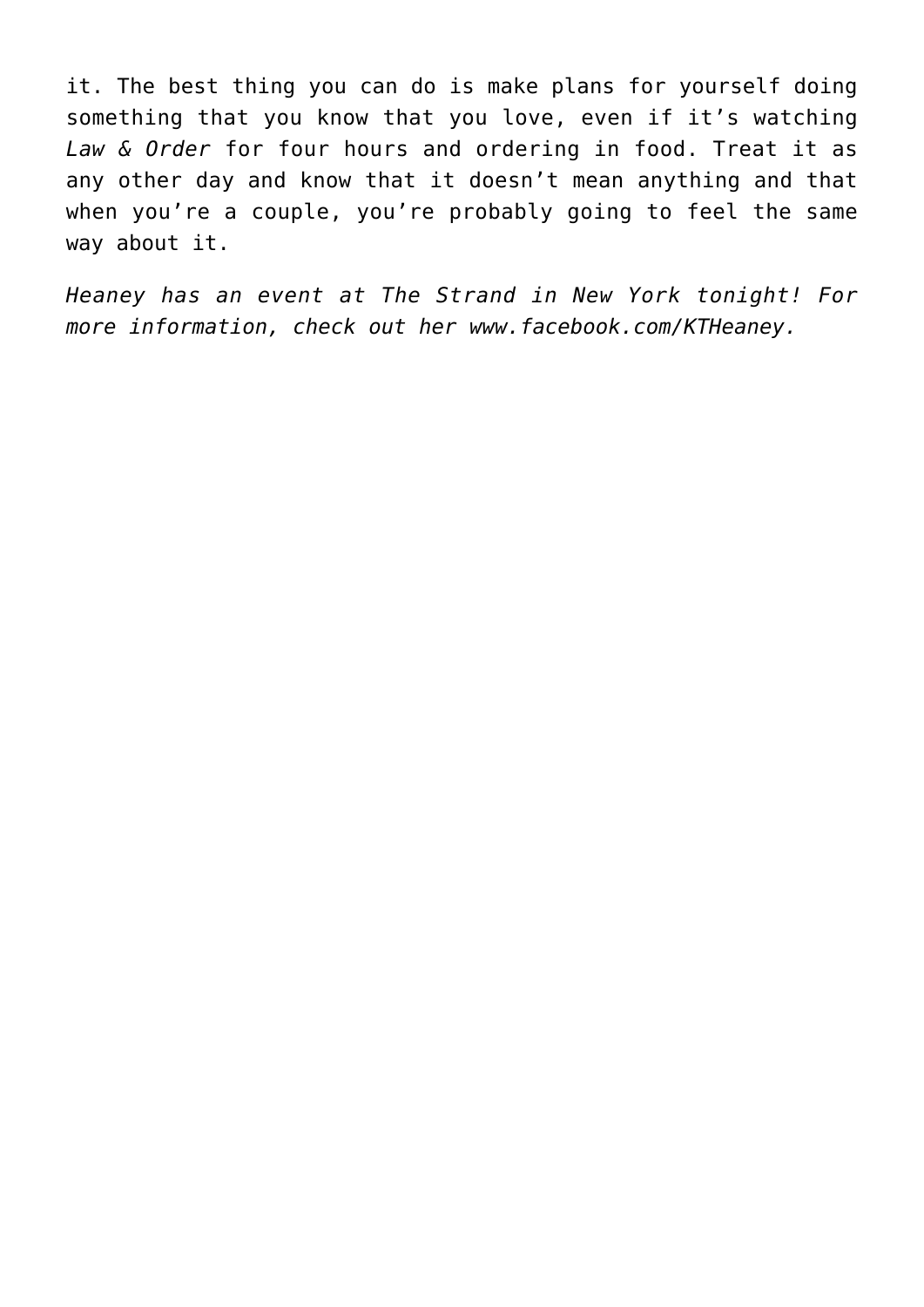it. The best thing you can do is make plans for yourself doing something that you know that you love, even if it's watching *Law & Order* for four hours and ordering in food. Treat it as any other day and know that it doesn't mean anything and that when you're a couple, you're probably going to feel the same way about it.

*Heaney has an event at The Strand in New York tonight! For more information, check out her www.facebook.com/KTHeaney.*